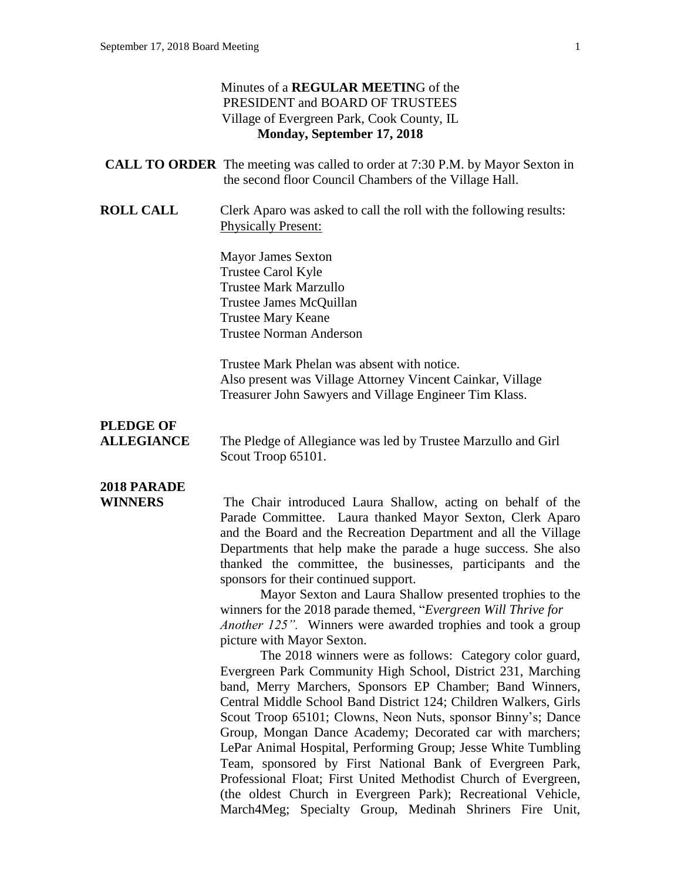Minutes of a **REGULAR MEETIN**G of the
PRESIDENT and BOARD OF TRUSTEES
Village of Evergreen Park, Cook County, IL
**Monday, September 17, 2018**

**CALL TO ORDER** The meeting was called to order at 7:30 P.M. by Mayor Sexton in the second floor Council Chambers of the Village Hall.

**ROLL CALL** Clerk Aparo was asked to call the roll with the following results:
Physically Present:

Mayor James Sexton
Trustee Carol Kyle
Trustee Mark Marzullo
Trustee James McQuillan
Trustee Mary Keane
Trustee Norman Anderson

Trustee Mark Phelan was absent with notice.
Also present was Village Attorney Vincent Cainkar, Village Treasurer John Sawyers and Village Engineer Tim Klass.

**PLEDGE OF ALLEGIANCE** The Pledge of Allegiance was led by Trustee Marzullo and Girl Scout Troop 65101.

**2018 PARADE WINNERS** The Chair introduced Laura Shallow, acting on behalf of the Parade Committee. Laura thanked Mayor Sexton, Clerk Aparo and the Board and the Recreation Department and all the Village Departments that help make the parade a huge success. She also thanked the committee, the businesses, participants and the sponsors for their continued support.

Mayor Sexton and Laura Shallow presented trophies to the winners for the 2018 parade themed, "*Evergreen Will Thrive for Another 125".* Winners were awarded trophies and took a group picture with Mayor Sexton.

The 2018 winners were as follows: Category color guard, Evergreen Park Community High School, District 231, Marching band, Merry Marchers, Sponsors EP Chamber; Band Winners, Central Middle School Band District 124; Children Walkers, Girls Scout Troop 65101; Clowns, Neon Nuts, sponsor Binny's; Dance Group, Mongan Dance Academy; Decorated car with marchers; LePar Animal Hospital, Performing Group; Jesse White Tumbling Team, sponsored by First National Bank of Evergreen Park, Professional Float; First United Methodist Church of Evergreen, (the oldest Church in Evergreen Park); Recreational Vehicle, March4Meg; Specialty Group, Medinah Shriners Fire Unit,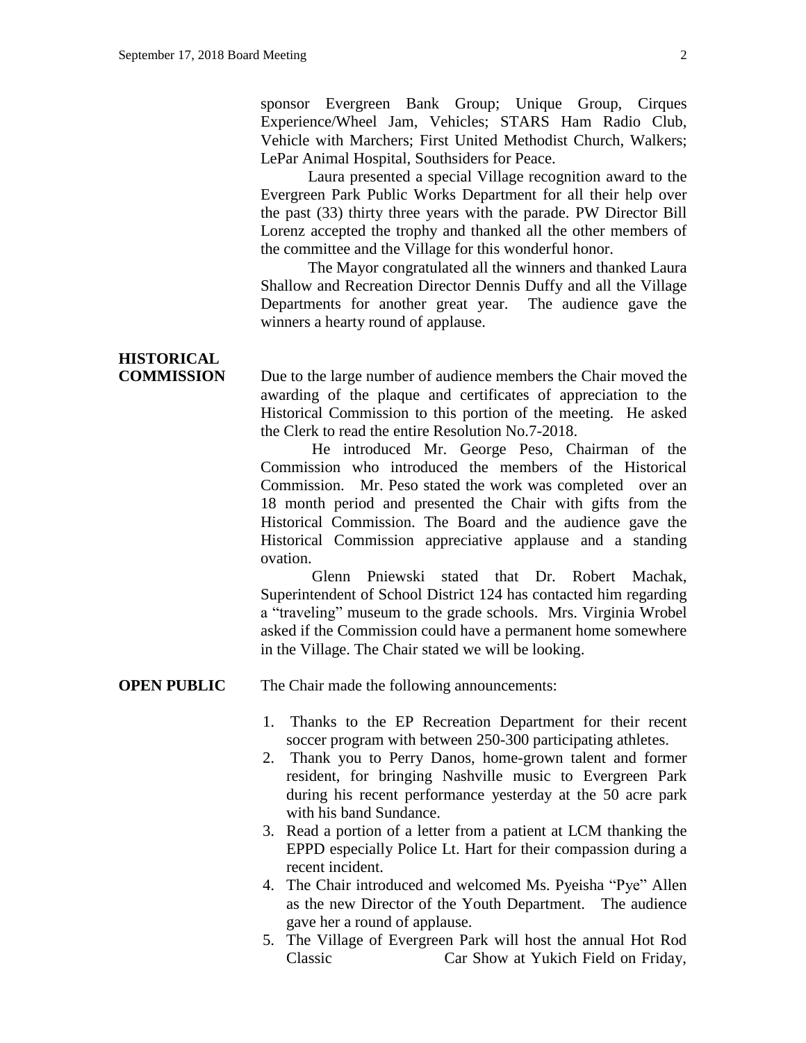sponsor Evergreen Bank Group; Unique Group, Cirques Experience/Wheel Jam, Vehicles; STARS Ham Radio Club, Vehicle with Marchers; First United Methodist Church, Walkers; LePar Animal Hospital, Southsiders for Peace.

Laura presented a special Village recognition award to the Evergreen Park Public Works Department for all their help over the past (33) thirty three years with the parade. PW Director Bill Lorenz accepted the trophy and thanked all the other members of the committee and the Village for this wonderful honor.

The Mayor congratulated all the winners and thanked Laura Shallow and Recreation Director Dennis Duffy and all the Village Departments for another great year. The audience gave the winners a hearty round of applause.

**HISTORICAL COMMISSION**

Due to the large number of audience members the Chair moved the awarding of the plaque and certificates of appreciation to the Historical Commission to this portion of the meeting. He asked the Clerk to read the entire Resolution No.7-2018.

He introduced Mr. George Peso, Chairman of the Commission who introduced the members of the Historical Commission. Mr. Peso stated the work was completed over an 18 month period and presented the Chair with gifts from the Historical Commission. The Board and the audience gave the Historical Commission appreciative applause and a standing ovation.

Glenn Pniewski stated that Dr. Robert Machak, Superintendent of School District 124 has contacted him regarding a "traveling" museum to the grade schools. Mrs. Virginia Wrobel asked if the Commission could have a permanent home somewhere in the Village. The Chair stated we will be looking.

**OPEN PUBLIC**

The Chair made the following announcements:

1. Thanks to the EP Recreation Department for their recent soccer program with between 250-300 participating athletes.
2. Thank you to Perry Danos, home-grown talent and former resident, for bringing Nashville music to Evergreen Park during his recent performance yesterday at the 50 acre park with his band Sundance.
3. Read a portion of a letter from a patient at LCM thanking the EPPD especially Police Lt. Hart for their compassion during a recent incident.
4. The Chair introduced and welcomed Ms. Pyeisha "Pye" Allen as the new Director of the Youth Department. The audience gave her a round of applause.
5. The Village of Evergreen Park will host the annual Hot Rod Classic Car Show at Yukich Field on Friday,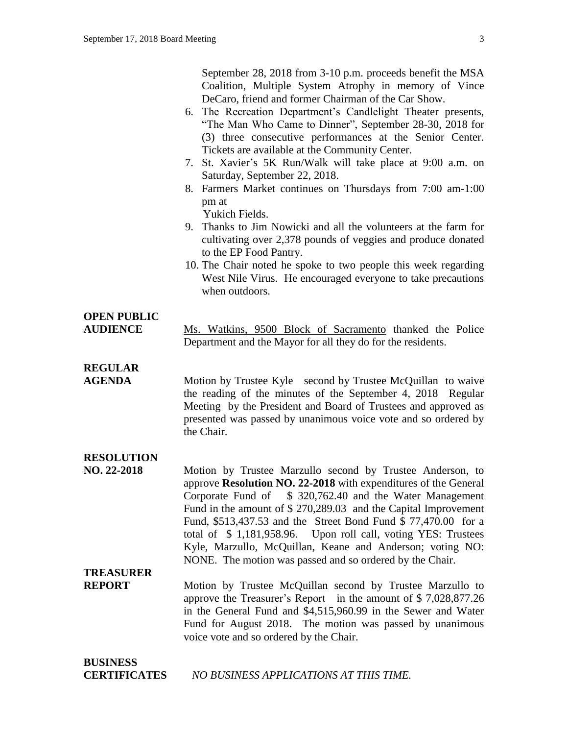September 28, 2018 from 3-10 p.m. proceeds benefit the MSA Coalition, Multiple System Atrophy in memory of Vince DeCaro, friend and former Chairman of the Car Show.

6. The Recreation Department's Candlelight Theater presents, "The Man Who Came to Dinner", September 28-30, 2018 for (3) three consecutive performances at the Senior Center. Tickets are available at the Community Center.
7. St. Xavier's 5K Run/Walk will take place at 9:00 a.m. on Saturday, September 22, 2018.
8. Farmers Market continues on Thursdays from 7:00 am-1:00 pm at Yukich Fields.
9. Thanks to Jim Nowicki and all the volunteers at the farm for cultivating over 2,378 pounds of veggies and produce donated to the EP Food Pantry.
10. The Chair noted he spoke to two people this week regarding West Nile Virus. He encouraged everyone to take precautions when outdoors.

**OPEN PUBLIC AUDIENCE**

Ms. Watkins, 9500 Block of Sacramento thanked the Police Department and the Mayor for all they do for the residents.

**REGULAR AGENDA**

Motion by Trustee Kyle second by Trustee McQuillan to waive the reading of the minutes of the September 4, 2018 Regular Meeting by the President and Board of Trustees and approved as presented was passed by unanimous voice vote and so ordered by the Chair.

**RESOLUTION NO. 22-2018**

Motion by Trustee Marzullo second by Trustee Anderson, to approve **Resolution NO. 22-2018** with expenditures of the General Corporate Fund of $ 320,762.40 and the Water Management Fund in the amount of $ 270,289.03 and the Capital Improvement Fund, $513,437.53 and the Street Bond Fund $ 77,470.00 for a total of $ 1,181,958.96. Upon roll call, voting YES: Trustees Kyle, Marzullo, McQuillan, Keane and Anderson; voting NO: NONE. The motion was passed and so ordered by the Chair.

**TREASURER REPORT**

Motion by Trustee McQuillan second by Trustee Marzullo to approve the Treasurer's Report in the amount of $ 7,028,877.26 in the General Fund and $4,515,960.99 in the Sewer and Water Fund for August 2018. The motion was passed by unanimous voice vote and so ordered by the Chair.

**BUSINESS CERTIFICATES**

*NO BUSINESS APPLICATIONS AT THIS TIME.*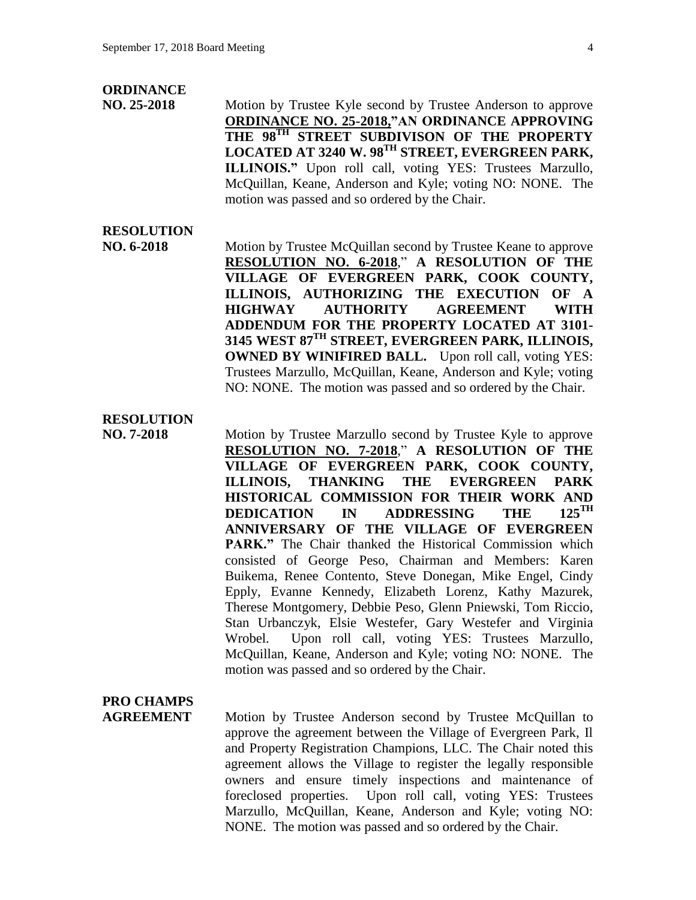**ORDINANCE NO. 25-2018**

Motion by Trustee Kyle second by Trustee Anderson to approve **ORDINANCE NO. 25-2018,"AN ORDINANCE APPROVING THE 98TH STREET SUBDIVISON OF THE PROPERTY LOCATED AT 3240 W. 98TH STREET, EVERGREEN PARK, ILLINOIS."** Upon roll call, voting YES: Trustees Marzullo, McQuillan, Keane, Anderson and Kyle; voting NO: NONE. The motion was passed and so ordered by the Chair.

**RESOLUTION NO. 6-2018**

Motion by Trustee McQuillan second by Trustee Keane to approve **RESOLUTION NO. 6-2018**," **A RESOLUTION OF THE VILLAGE OF EVERGREEN PARK, COOK COUNTY, ILLINOIS, AUTHORIZING THE EXECUTION OF A HIGHWAY AUTHORITY AGREEMENT WITH ADDENDUM FOR THE PROPERTY LOCATED AT 3101-3145 WEST 87TH STREET, EVERGREEN PARK, ILLINOIS, OWNED BY WINIFIRED BALL.** Upon roll call, voting YES: Trustees Marzullo, McQuillan, Keane, Anderson and Kyle; voting NO: NONE. The motion was passed and so ordered by the Chair.

**RESOLUTION NO. 7-2018**

Motion by Trustee Marzullo second by Trustee Kyle to approve **RESOLUTION NO. 7-2018**," **A RESOLUTION OF THE VILLAGE OF EVERGREEN PARK, COOK COUNTY, ILLINOIS, THANKING THE EVERGREEN PARK HISTORICAL COMMISSION FOR THEIR WORK AND DEDICATION IN ADDRESSING THE 125TH ANNIVERSARY OF THE VILLAGE OF EVERGREEN PARK."** The Chair thanked the Historical Commission which consisted of George Peso, Chairman and Members: Karen Buikema, Renee Contento, Steve Donegan, Mike Engel, Cindy Epply, Evanne Kennedy, Elizabeth Lorenz, Kathy Mazurek, Therese Montgomery, Debbie Peso, Glenn Pniewski, Tom Riccio, Stan Urbanczyk, Elsie Westefer, Gary Westefer and Virginia Wrobel. Upon roll call, voting YES: Trustees Marzullo, McQuillan, Keane, Anderson and Kyle; voting NO: NONE. The motion was passed and so ordered by the Chair.

**PRO CHAMPS AGREEMENT**

Motion by Trustee Anderson second by Trustee McQuillan to approve the agreement between the Village of Evergreen Park, Il and Property Registration Champions, LLC. The Chair noted this agreement allows the Village to register the legally responsible owners and ensure timely inspections and maintenance of foreclosed properties. Upon roll call, voting YES: Trustees Marzullo, McQuillan, Keane, Anderson and Kyle; voting NO: NONE. The motion was passed and so ordered by the Chair.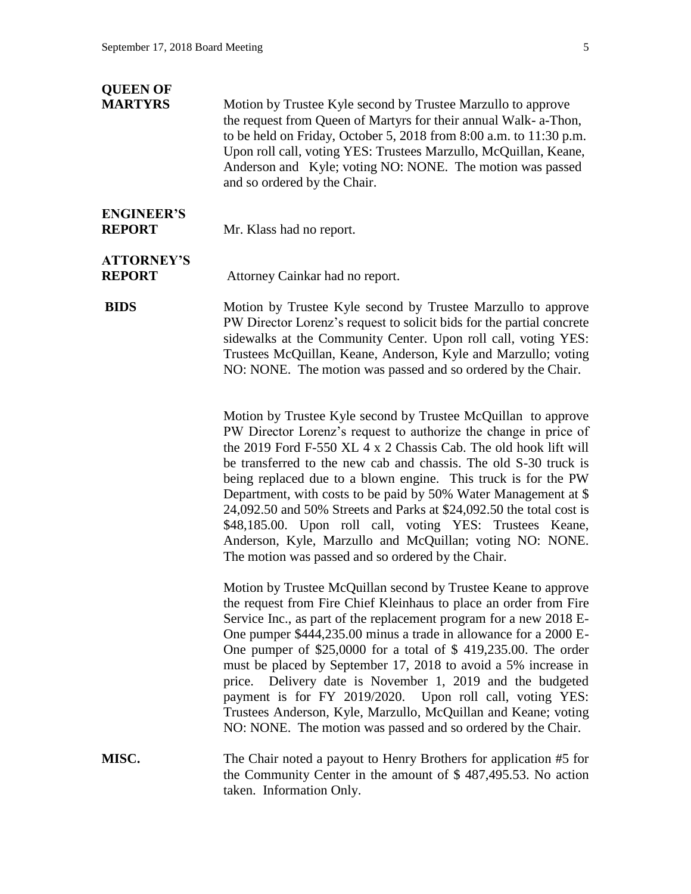**QUEEN OF MARTYRS**

Motion by Trustee Kyle second by Trustee Marzullo to approve the request from Queen of Martyrs for their annual Walk- a-Thon, to be held on Friday, October 5, 2018 from 8:00 a.m. to 11:30 p.m. Upon roll call, voting YES: Trustees Marzullo, McQuillan, Keane, Anderson and Kyle; voting NO: NONE. The motion was passed and so ordered by the Chair.

**ENGINEER'S REPORT**

Mr. Klass had no report.

**ATTORNEY'S REPORT**

Attorney Cainkar had no report.

**BIDS**

Motion by Trustee Kyle second by Trustee Marzullo to approve PW Director Lorenz's request to solicit bids for the partial concrete sidewalks at the Community Center. Upon roll call, voting YES: Trustees McQuillan, Keane, Anderson, Kyle and Marzullo; voting NO: NONE. The motion was passed and so ordered by the Chair.

Motion by Trustee Kyle second by Trustee McQuillan to approve PW Director Lorenz's request to authorize the change in price of the 2019 Ford F-550 XL 4 x 2 Chassis Cab. The old hook lift will be transferred to the new cab and chassis. The old S-30 truck is being replaced due to a blown engine. This truck is for the PW Department, with costs to be paid by 50% Water Management at $ 24,092.50 and 50% Streets and Parks at $24,092.50 the total cost is $48,185.00. Upon roll call, voting YES: Trustees Keane, Anderson, Kyle, Marzullo and McQuillan; voting NO: NONE. The motion was passed and so ordered by the Chair.

Motion by Trustee McQuillan second by Trustee Keane to approve the request from Fire Chief Kleinhaus to place an order from Fire Service Inc., as part of the replacement program for a new 2018 E-One pumper $444,235.00 minus a trade in allowance for a 2000 E-One pumper of $25,0000 for a total of $ 419,235.00. The order must be placed by September 17, 2018 to avoid a 5% increase in price. Delivery date is November 1, 2019 and the budgeted payment is for FY 2019/2020. Upon roll call, voting YES: Trustees Anderson, Kyle, Marzullo, McQuillan and Keane; voting NO: NONE. The motion was passed and so ordered by the Chair.

**MISC.**

The Chair noted a payout to Henry Brothers for application #5 for the Community Center in the amount of $ 487,495.53. No action taken. Information Only.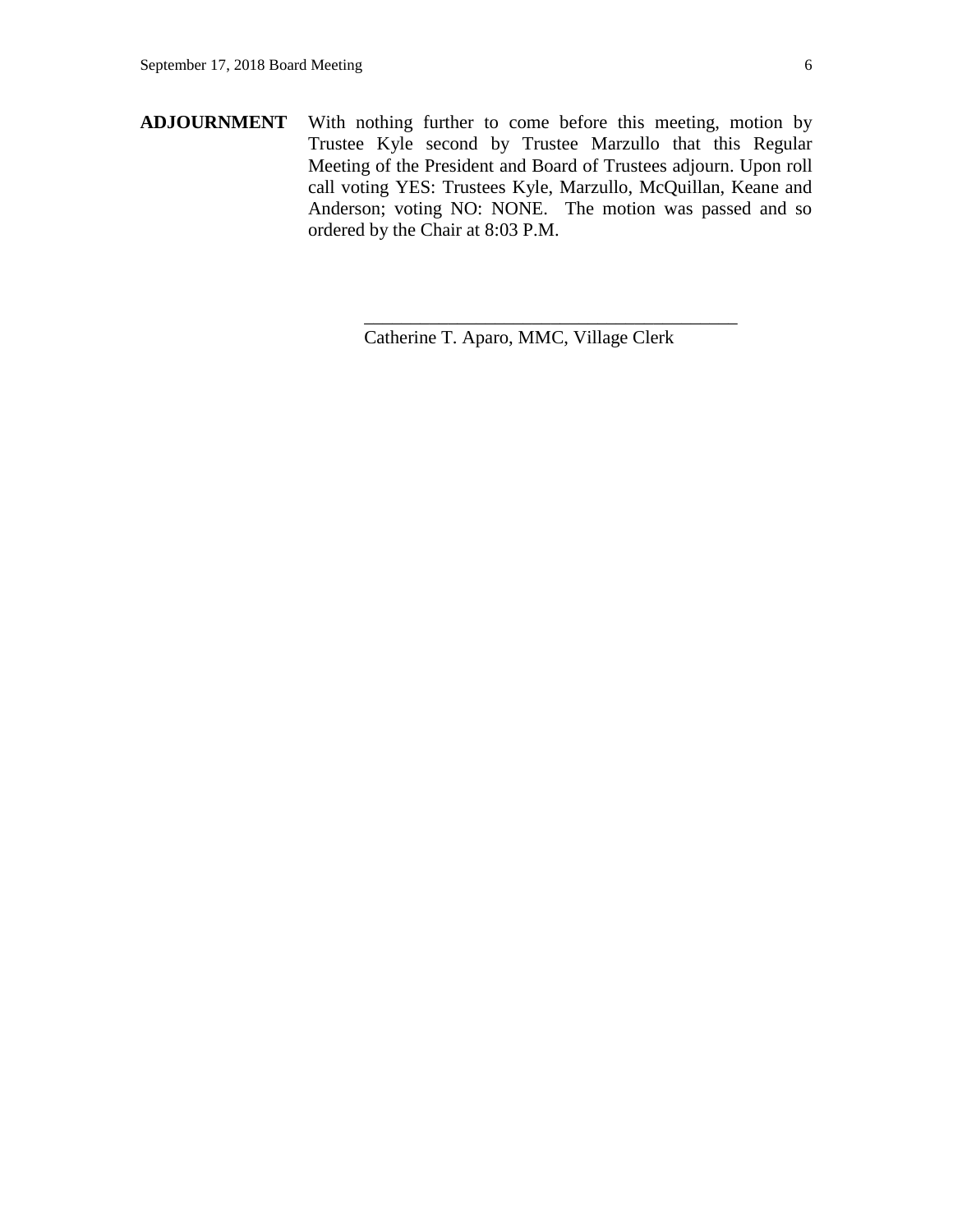**ADJOURNMENT** With nothing further to come before this meeting, motion by Trustee Kyle second by Trustee Marzullo that this Regular Meeting of the President and Board of Trustees adjourn. Upon roll call voting YES: Trustees Kyle, Marzullo, McQuillan, Keane and Anderson; voting NO: NONE. The motion was passed and so ordered by the Chair at 8:03 P.M.

\_\_\_\_\_\_\_\_\_\_\_\_\_\_\_\_\_\_\_\_\_\_\_\_\_\_\_\_\_\_\_\_\_\_\_\_\_\_\_\_

Catherine T. Aparo, MMC, Village Clerk